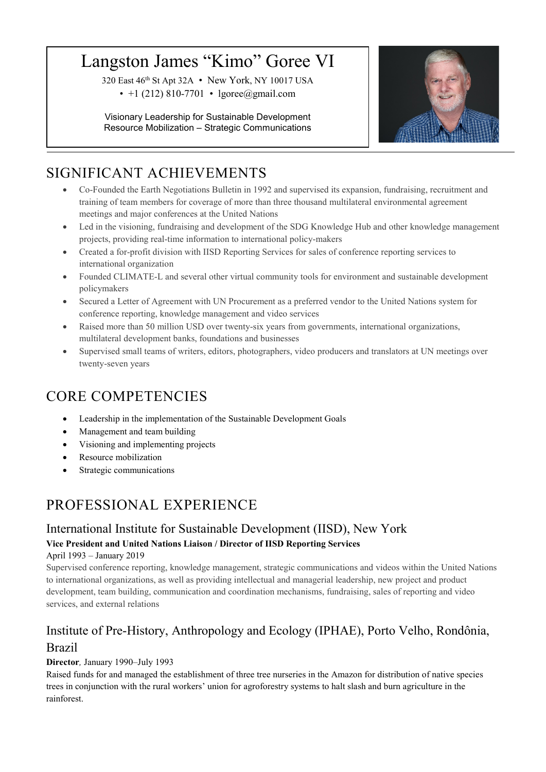# Langston James "Kimo" Goree VI

320 East 46th St Apt 32A • New York, NY 10017 USA
• +1 (212) 810-7701 • lgoree@gmail.com

Visionary Leadership for Sustainable Development
Resource Mobilization – Strategic Communications

## SIGNIFICANT ACHIEVEMENTS

- Co-Founded the Earth Negotiations Bulletin in 1992 and supervised its expansion, fundraising, recruitment and training of team members for coverage of more than three thousand multilateral environmental agreement meetings and major conferences at the United Nations
- Led in the visioning, fundraising and development of the SDG Knowledge Hub and other knowledge management projects, providing real-time information to international policy-makers
- Created a for-profit division with IISD Reporting Services for sales of conference reporting services to international organization
- Founded CLIMATE-L and several other virtual community tools for environment and sustainable development policymakers
- Secured a Letter of Agreement with UN Procurement as a preferred vendor to the United Nations system for conference reporting, knowledge management and video services
- Raised more than 50 million USD over twenty-six years from governments, international organizations, multilateral development banks, foundations and businesses
- Supervised small teams of writers, editors, photographers, video producers and translators at UN meetings over twenty-seven years

## CORE COMPETENCIES

- Leadership in the implementation of the Sustainable Development Goals
- Management and team building
- Visioning and implementing projects
- Resource mobilization
- Strategic communications

## PROFESSIONAL EXPERIENCE

### International Institute for Sustainable Development (IISD), New York

**Vice President and United Nations Liaison / Director of IISD Reporting Services**

April 1993 – January 2019

Supervised conference reporting, knowledge management, strategic communications and videos within the United Nations to international organizations, as well as providing intellectual and managerial leadership, new project and product development, team building, communication and coordination mechanisms, fundraising, sales of reporting and video services, and external relations

### Institute of Pre-History, Anthropology and Ecology (IPHAE), Porto Velho, Rondônia, Brazil

**Director***,* January 1990–July 1993

Raised funds for and managed the establishment of three tree nurseries in the Amazon for distribution of native species trees in conjunction with the rural workers' union for agroforestry systems to halt slash and burn agriculture in the rainforest.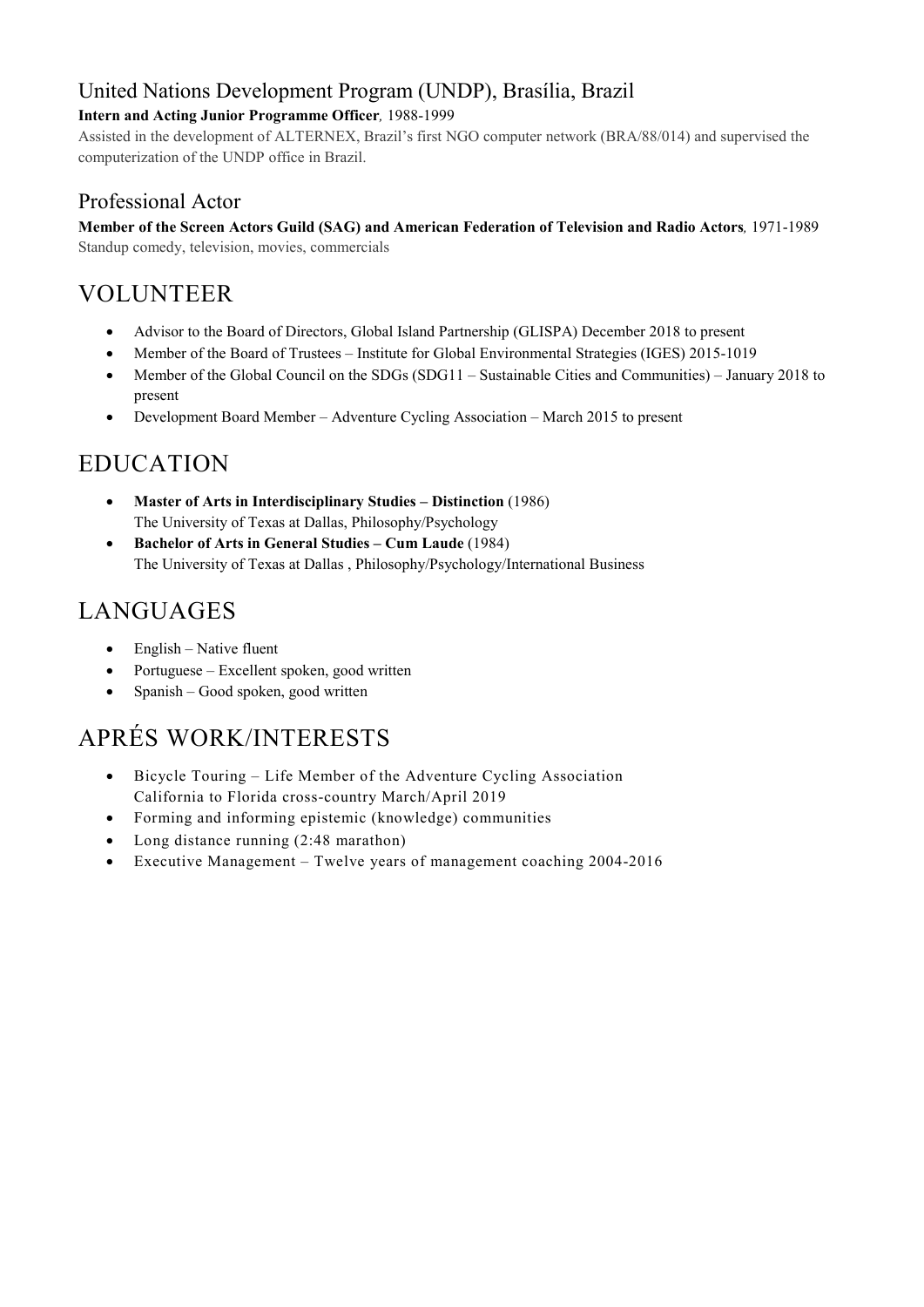### United Nations Development Program (UNDP), Brasília, Brazil

**Intern and Acting Junior Programme Officer**, 1988-1999

Assisted in the development of ALTERNEX, Brazil's first NGO computer network (BRA/88/014) and supervised the computerization of the UNDP office in Brazil.

### Professional Actor

**Member of the Screen Actors Guild (SAG) and American Federation of Television and Radio Actors**, 1971-1989

Standup comedy, television, movies, commercials

## VOLUNTEER

- Advisor to the Board of Directors, Global Island Partnership (GLISPA) December 2018 to present
- Member of the Board of Trustees – Institute for Global Environmental Strategies (IGES) 2015-1019
- Member of the Global Council on the SDGs (SDG11 – Sustainable Cities and Communities) – January 2018 to present
- Development Board Member – Adventure Cycling Association – March 2015 to present

## EDUCATION

- **Master of Arts in Interdisciplinary Studies – Distinction** (1986)
  The University of Texas at Dallas, Philosophy/Psychology
- **Bachelor of Arts in General Studies – Cum Laude** (1984)
  The University of Texas at Dallas , Philosophy/Psychology/International Business

## LANGUAGES

- English – Native fluent
- Portuguese – Excellent spoken, good written
- Spanish – Good spoken, good written

## APRÉS WORK/INTERESTS

- Bicycle Touring – Life Member of the Adventure Cycling Association
  California to Florida cross-country March/April 2019
- Forming and informing epistemic (knowledge) communities
- Long distance running (2:48 marathon)
- Executive Management – Twelve years of management coaching 2004-2016